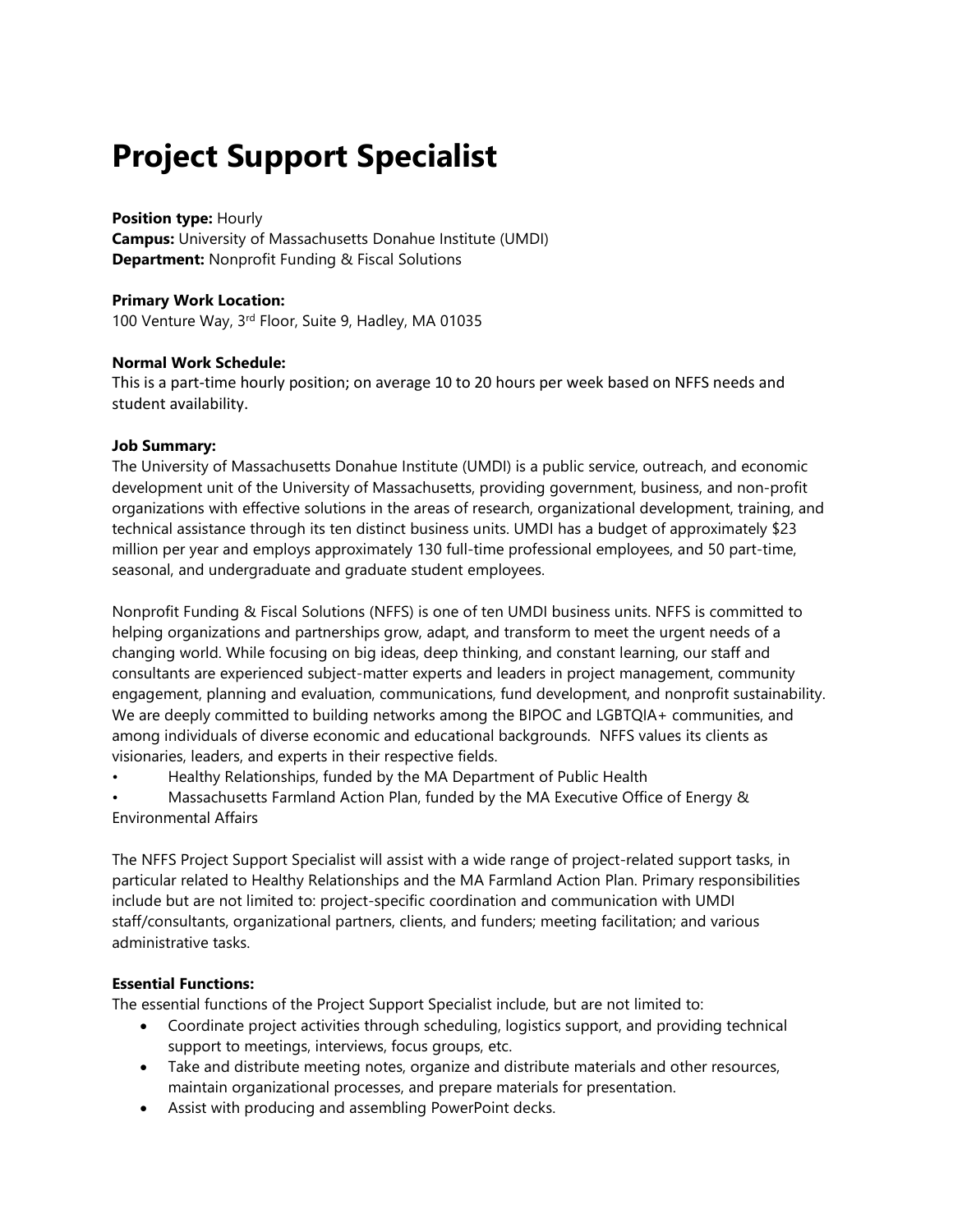# Project Support Specialist

**Position type:** Hourly
**Campus:** University of Massachusetts Donahue Institute (UMDI)
**Department:** Nonprofit Funding & Fiscal Solutions

**Primary Work Location:**
100 Venture Way, 3rd Floor, Suite 9, Hadley, MA 01035

**Normal Work Schedule:**
This is a part-time hourly position; on average 10 to 20 hours per week based on NFFS needs and student availability.

**Job Summary:**
The University of Massachusetts Donahue Institute (UMDI) is a public service, outreach, and economic development unit of the University of Massachusetts, providing government, business, and non-profit organizations with effective solutions in the areas of research, organizational development, training, and technical assistance through its ten distinct business units. UMDI has a budget of approximately $23 million per year and employs approximately 130 full-time professional employees, and 50 part-time, seasonal, and undergraduate and graduate student employees.

Nonprofit Funding & Fiscal Solutions (NFFS) is one of ten UMDI business units. NFFS is committed to helping organizations and partnerships grow, adapt, and transform to meet the urgent needs of a changing world. While focusing on big ideas, deep thinking, and constant learning, our staff and consultants are experienced subject-matter experts and leaders in project management, community engagement, planning and evaluation, communications, fund development, and nonprofit sustainability. We are deeply committed to building networks among the BIPOC and LGBTQIA+ communities, and among individuals of diverse economic and educational backgrounds. NFFS values its clients as visionaries, leaders, and experts in their respective fields.

- Healthy Relationships, funded by the MA Department of Public Health
- Massachusetts Farmland Action Plan, funded by the MA Executive Office of Energy & Environmental Affairs

The NFFS Project Support Specialist will assist with a wide range of project-related support tasks, in particular related to Healthy Relationships and the MA Farmland Action Plan. Primary responsibilities include but are not limited to: project-specific coordination and communication with UMDI staff/consultants, organizational partners, clients, and funders; meeting facilitation; and various administrative tasks.

**Essential Functions:**
The essential functions of the Project Support Specialist include, but are not limited to:

- Coordinate project activities through scheduling, logistics support, and providing technical support to meetings, interviews, focus groups, etc.
- Take and distribute meeting notes, organize and distribute materials and other resources, maintain organizational processes, and prepare materials for presentation.
- Assist with producing and assembling PowerPoint decks.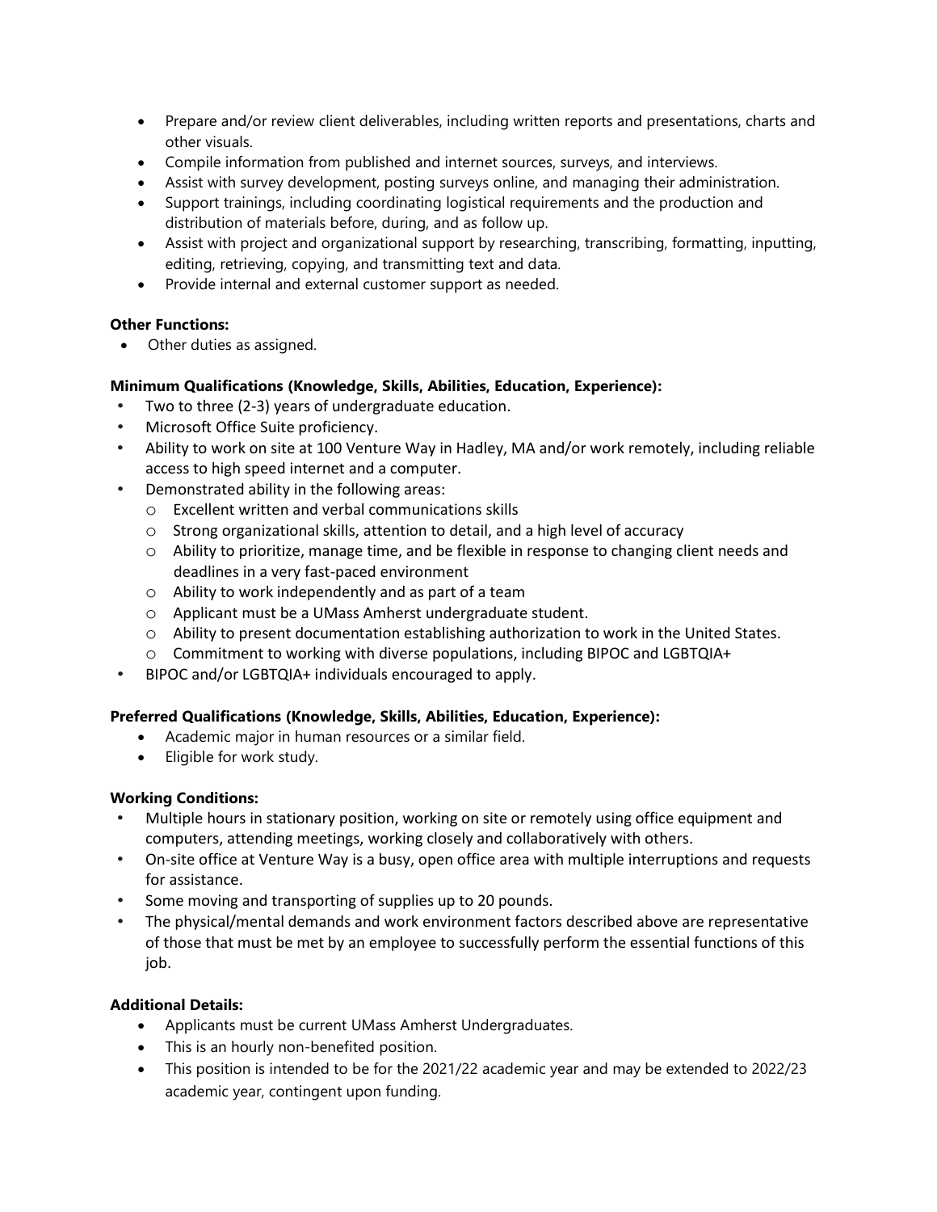- Prepare and/or review client deliverables, including written reports and presentations, charts and other visuals.
- Compile information from published and internet sources, surveys, and interviews.
- Assist with survey development, posting surveys online, and managing their administration.
- Support trainings, including coordinating logistical requirements and the production and distribution of materials before, during, and as follow up.
- Assist with project and organizational support by researching, transcribing, formatting, inputting, editing, retrieving, copying, and transmitting text and data.
- Provide internal and external customer support as needed.

**Other Functions:**

- Other duties as assigned.

**Minimum Qualifications (Knowledge, Skills, Abilities, Education, Experience):**

- Two to three (2-3) years of undergraduate education.
- Microsoft Office Suite proficiency.
- Ability to work on site at 100 Venture Way in Hadley, MA and/or work remotely, including reliable access to high speed internet and a computer.
- Demonstrated ability in the following areas:
  - Excellent written and verbal communications skills
  - Strong organizational skills, attention to detail, and a high level of accuracy
  - Ability to prioritize, manage time, and be flexible in response to changing client needs and deadlines in a very fast-paced environment
  - Ability to work independently and as part of a team
  - Applicant must be a UMass Amherst undergraduate student.
  - Ability to present documentation establishing authorization to work in the United States.
  - Commitment to working with diverse populations, including BIPOC and LGBTQIA+
- BIPOC and/or LGBTQIA+ individuals encouraged to apply.

**Preferred Qualifications (Knowledge, Skills, Abilities, Education, Experience):**

- Academic major in human resources or a similar field.
- Eligible for work study.

**Working Conditions:**

- Multiple hours in stationary position, working on site or remotely using office equipment and computers, attending meetings, working closely and collaboratively with others.
- On-site office at Venture Way is a busy, open office area with multiple interruptions and requests for assistance.
- Some moving and transporting of supplies up to 20 pounds.
- The physical/mental demands and work environment factors described above are representative of those that must be met by an employee to successfully perform the essential functions of this job.

**Additional Details:**

- Applicants must be current UMass Amherst Undergraduates.
- This is an hourly non-benefited position.
- This position is intended to be for the 2021/22 academic year and may be extended to 2022/23 academic year, contingent upon funding.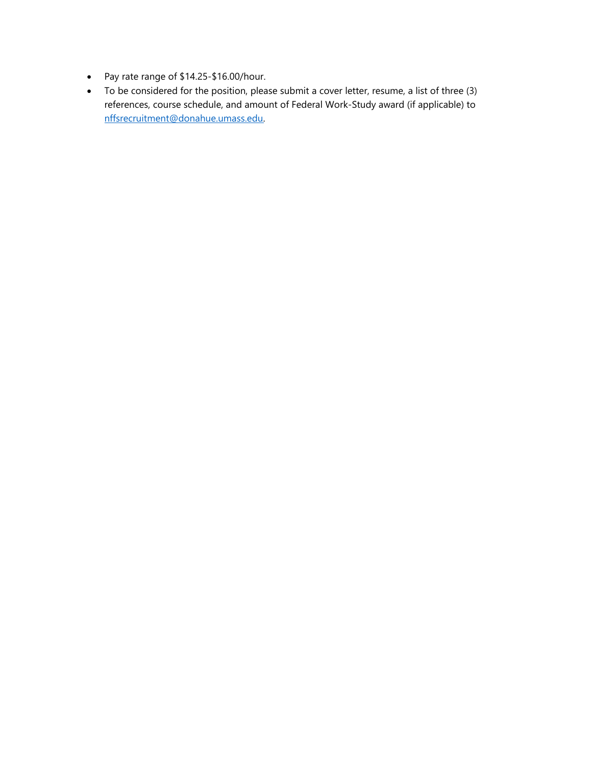- Pay rate range of $14.25-$16.00/hour.
- To be considered for the position, please submit a cover letter, resume, a list of three (3) references, course schedule, and amount of Federal Work-Study award (if applicable) to nffsrecruitment@donahue.umass.edu.